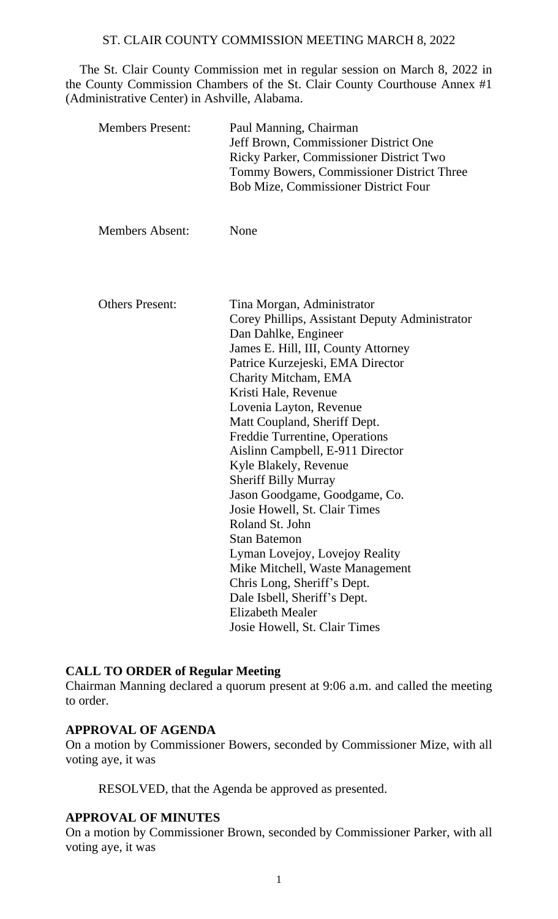# ST. CLAIR COUNTY COMMISSION MEETING MARCH 8, 2022

The St. Clair County Commission met in regular session on March 8, 2022 in the County Commission Chambers of the St. Clair County Courthouse Annex #1 (Administrative Center) in Ashville, Alabama.

| | |
|---|---|
| Members Present: | Paul Manning, Chairman<br>Jeff Brown, Commissioner District One<br>Ricky Parker, Commissioner District Two<br>Tommy Bowers, Commissioner District Three<br>Bob Mize, Commissioner District Four |
| Members Absent: | None |
| Others Present: | Tina Morgan, Administrator<br>Corey Phillips, Assistant Deputy Administrator<br>Dan Dahlke, Engineer<br>James E. Hill, III, County Attorney<br>Patrice Kurzejeski, EMA Director<br>Charity Mitcham, EMA<br>Kristi Hale, Revenue<br>Lovenia Layton, Revenue<br>Matt Coupland, Sheriff Dept.<br>Freddie Turrentine, Operations<br>Aislinn Campbell, E-911 Director<br>Kyle Blakely, Revenue<br>Sheriff Billy Murray<br>Jason Goodgame, Goodgame, Co.<br>Josie Howell, St. Clair Times<br>Roland St. John<br>Stan Batemon<br>Lyman Lovejoy, Lovejoy Reality<br>Mike Mitchell, Waste Management<br>Chris Long, Sheriff's Dept.<br>Dale Isbell, Sheriff's Dept.<br>Elizabeth Mealer<br>Josie Howell, St. Clair Times |

**CALL TO ORDER of Regular Meeting**

Chairman Manning declared a quorum present at 9:06 a.m. and called the meeting to order.

**APPROVAL OF AGENDA**

On a motion by Commissioner Bowers, seconded by Commissioner Mize, with all voting aye, it was

RESOLVED, that the Agenda be approved as presented.

**APPROVAL OF MINUTES**

On a motion by Commissioner Brown, seconded by Commissioner Parker, with all voting aye, it was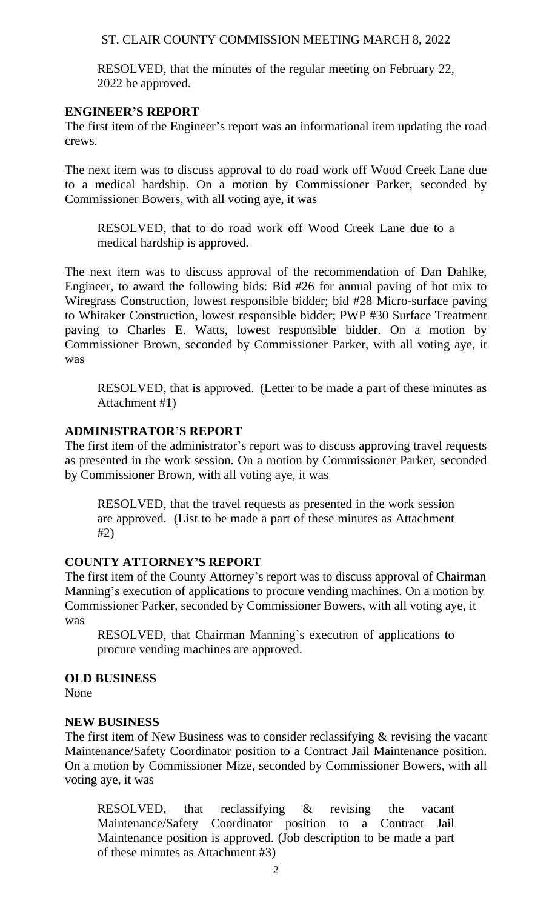RESOLVED, that the minutes of the regular meeting on February 22, 2022 be approved.

## ENGINEER'S REPORT

The first item of the Engineer's report was an informational item updating the road crews.

The next item was to discuss approval to do road work off Wood Creek Lane due to a medical hardship. On a motion by Commissioner Parker, seconded by Commissioner Bowers, with all voting aye, it was

RESOLVED, that to do road work off Wood Creek Lane due to a medical hardship is approved.

The next item was to discuss approval of the recommendation of Dan Dahlke, Engineer, to award the following bids: Bid #26 for annual paving of hot mix to Wiregrass Construction, lowest responsible bidder; bid #28 Micro-surface paving to Whitaker Construction, lowest responsible bidder; PWP #30 Surface Treatment paving to Charles E. Watts, lowest responsible bidder. On a motion by Commissioner Brown, seconded by Commissioner Parker, with all voting aye, it was

RESOLVED, that is approved. (Letter to be made a part of these minutes as Attachment #1)

## ADMINISTRATOR'S REPORT

The first item of the administrator's report was to discuss approving travel requests as presented in the work session. On a motion by Commissioner Parker, seconded by Commissioner Brown, with all voting aye, it was

RESOLVED, that the travel requests as presented in the work session are approved. (List to be made a part of these minutes as Attachment #2)

## COUNTY ATTORNEY'S REPORT

The first item of the County Attorney's report was to discuss approval of Chairman Manning's execution of applications to procure vending machines. On a motion by Commissioner Parker, seconded by Commissioner Bowers, with all voting aye, it was

RESOLVED, that Chairman Manning's execution of applications to procure vending machines are approved.

## OLD BUSINESS

None

## NEW BUSINESS

The first item of New Business was to consider reclassifying & revising the vacant Maintenance/Safety Coordinator position to a Contract Jail Maintenance position. On a motion by Commissioner Mize, seconded by Commissioner Bowers, with all voting aye, it was

RESOLVED, that reclassifying & revising the vacant Maintenance/Safety Coordinator position to a Contract Jail Maintenance position is approved. (Job description to be made a part of these minutes as Attachment #3)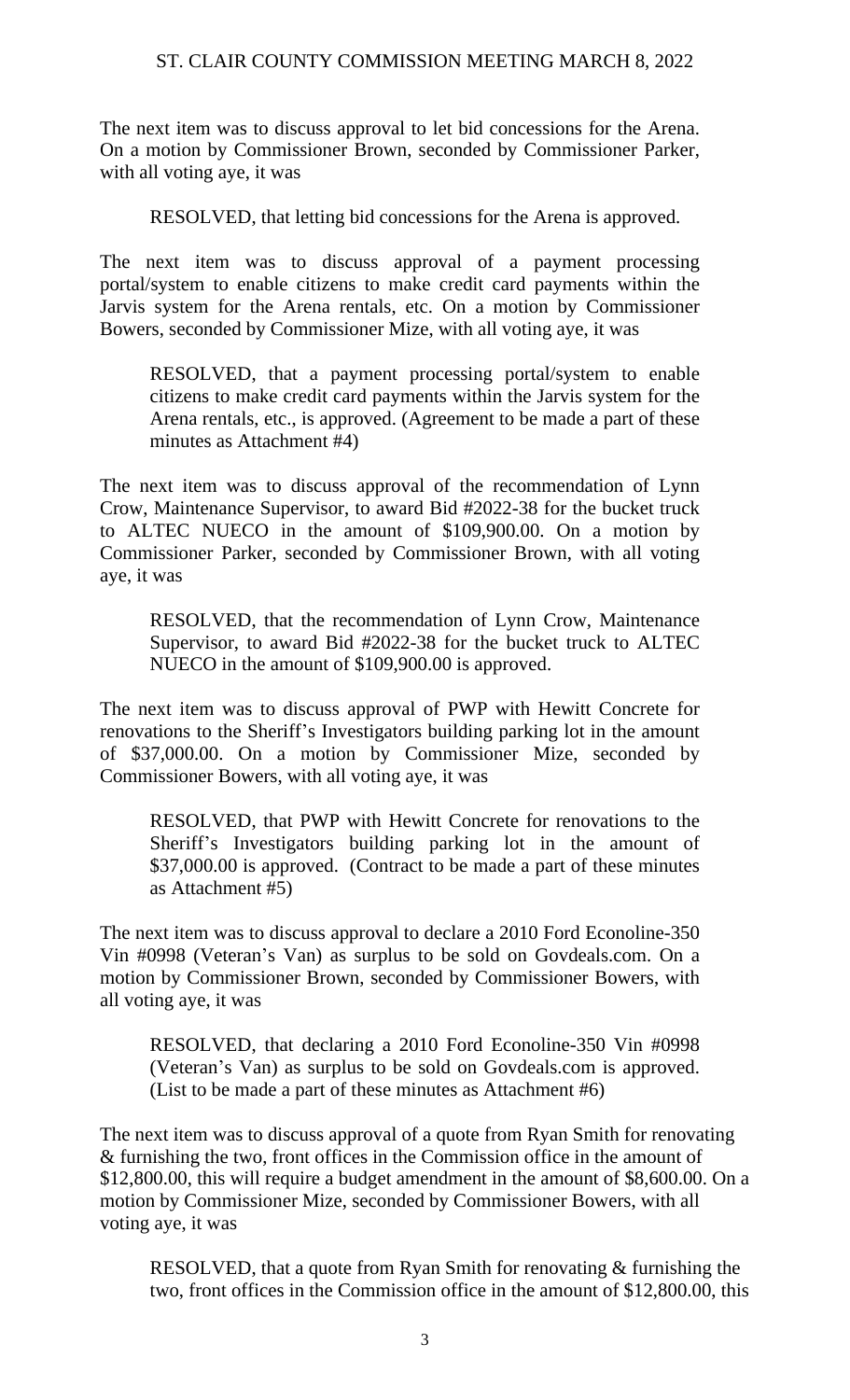The next item was to discuss approval to let bid concessions for the Arena. On a motion by Commissioner Brown, seconded by Commissioner Parker, with all voting aye, it was

> RESOLVED, that letting bid concessions for the Arena is approved.

The next item was to discuss approval of a payment processing portal/system to enable citizens to make credit card payments within the Jarvis system for the Arena rentals, etc. On a motion by Commissioner Bowers, seconded by Commissioner Mize, with all voting aye, it was

> RESOLVED, that a payment processing portal/system to enable citizens to make credit card payments within the Jarvis system for the Arena rentals, etc., is approved. (Agreement to be made a part of these minutes as Attachment #4)

The next item was to discuss approval of the recommendation of Lynn Crow, Maintenance Supervisor, to award Bid #2022-38 for the bucket truck to ALTEC NUECO in the amount of $109,900.00. On a motion by Commissioner Parker, seconded by Commissioner Brown, with all voting aye, it was

> RESOLVED, that the recommendation of Lynn Crow, Maintenance Supervisor, to award Bid #2022-38 for the bucket truck to ALTEC NUECO in the amount of $109,900.00 is approved.

The next item was to discuss approval of PWP with Hewitt Concrete for renovations to the Sheriff's Investigators building parking lot in the amount of $37,000.00. On a motion by Commissioner Mize, seconded by Commissioner Bowers, with all voting aye, it was

> RESOLVED, that PWP with Hewitt Concrete for renovations to the Sheriff's Investigators building parking lot in the amount of $37,000.00 is approved. (Contract to be made a part of these minutes as Attachment #5)

The next item was to discuss approval to declare a 2010 Ford Econoline-350 Vin #0998 (Veteran's Van) as surplus to be sold on Govdeals.com. On a motion by Commissioner Brown, seconded by Commissioner Bowers, with all voting aye, it was

> RESOLVED, that declaring a 2010 Ford Econoline-350 Vin #0998 (Veteran's Van) as surplus to be sold on Govdeals.com is approved. (List to be made a part of these minutes as Attachment #6)

The next item was to discuss approval of a quote from Ryan Smith for renovating & furnishing the two, front offices in the Commission office in the amount of $12,800.00, this will require a budget amendment in the amount of $8,600.00. On a motion by Commissioner Mize, seconded by Commissioner Bowers, with all voting aye, it was

> RESOLVED, that a quote from Ryan Smith for renovating & furnishing the two, front offices in the Commission office in the amount of $12,800.00, this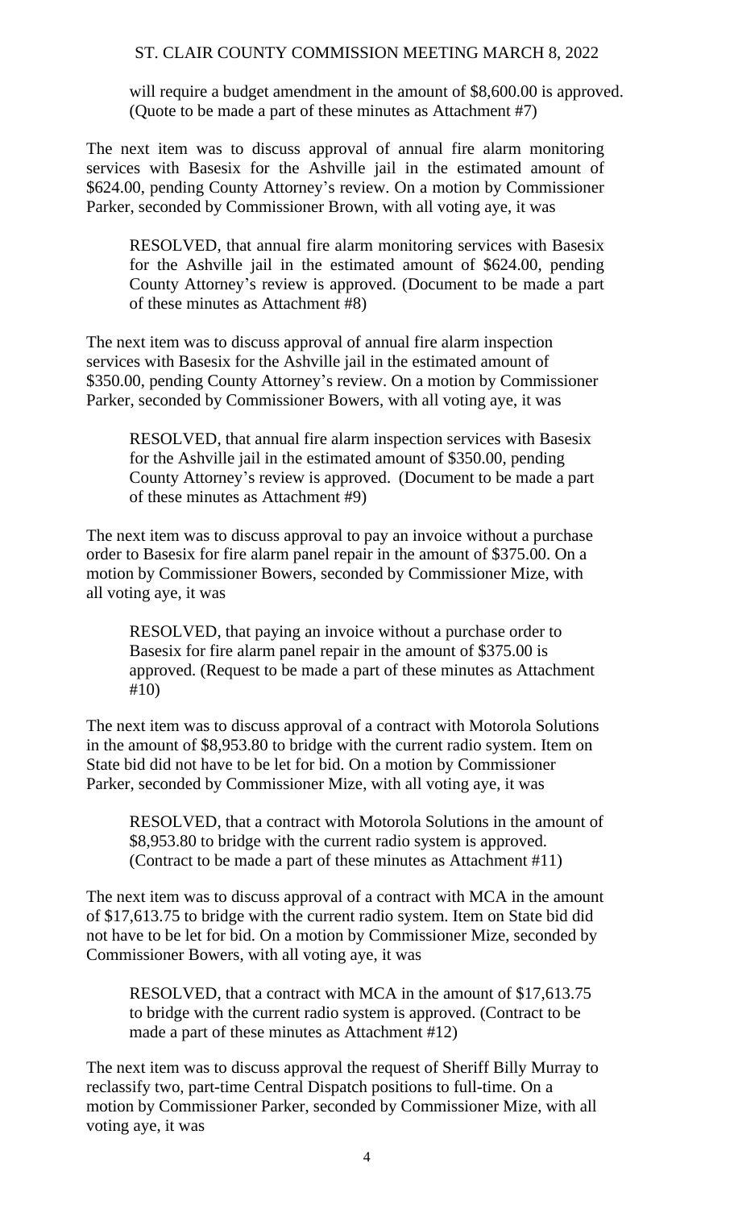will require a budget amendment in the amount of $8,600.00 is approved. (Quote to be made a part of these minutes as Attachment #7)

The next item was to discuss approval of annual fire alarm monitoring services with Basesix for the Ashville jail in the estimated amount of $624.00, pending County Attorney's review. On a motion by Commissioner Parker, seconded by Commissioner Brown, with all voting aye, it was

> RESOLVED, that annual fire alarm monitoring services with Basesix for the Ashville jail in the estimated amount of $624.00, pending County Attorney's review is approved. (Document to be made a part of these minutes as Attachment #8)

The next item was to discuss approval of annual fire alarm inspection services with Basesix for the Ashville jail in the estimated amount of $350.00, pending County Attorney's review. On a motion by Commissioner Parker, seconded by Commissioner Bowers, with all voting aye, it was

> RESOLVED, that annual fire alarm inspection services with Basesix for the Ashville jail in the estimated amount of $350.00, pending County Attorney's review is approved. (Document to be made a part of these minutes as Attachment #9)

The next item was to discuss approval to pay an invoice without a purchase order to Basesix for fire alarm panel repair in the amount of $375.00. On a motion by Commissioner Bowers, seconded by Commissioner Mize, with all voting aye, it was

> RESOLVED, that paying an invoice without a purchase order to Basesix for fire alarm panel repair in the amount of $375.00 is approved. (Request to be made a part of these minutes as Attachment #10)

The next item was to discuss approval of a contract with Motorola Solutions in the amount of $8,953.80 to bridge with the current radio system. Item on State bid did not have to be let for bid. On a motion by Commissioner Parker, seconded by Commissioner Mize, with all voting aye, it was

> RESOLVED, that a contract with Motorola Solutions in the amount of $8,953.80 to bridge with the current radio system is approved. (Contract to be made a part of these minutes as Attachment #11)

The next item was to discuss approval of a contract with MCA in the amount of $17,613.75 to bridge with the current radio system. Item on State bid did not have to be let for bid. On a motion by Commissioner Mize, seconded by Commissioner Bowers, with all voting aye, it was

> RESOLVED, that a contract with MCA in the amount of $17,613.75 to bridge with the current radio system is approved. (Contract to be made a part of these minutes as Attachment #12)

The next item was to discuss approval the request of Sheriff Billy Murray to reclassify two, part-time Central Dispatch positions to full-time. On a motion by Commissioner Parker, seconded by Commissioner Mize, with all voting aye, it was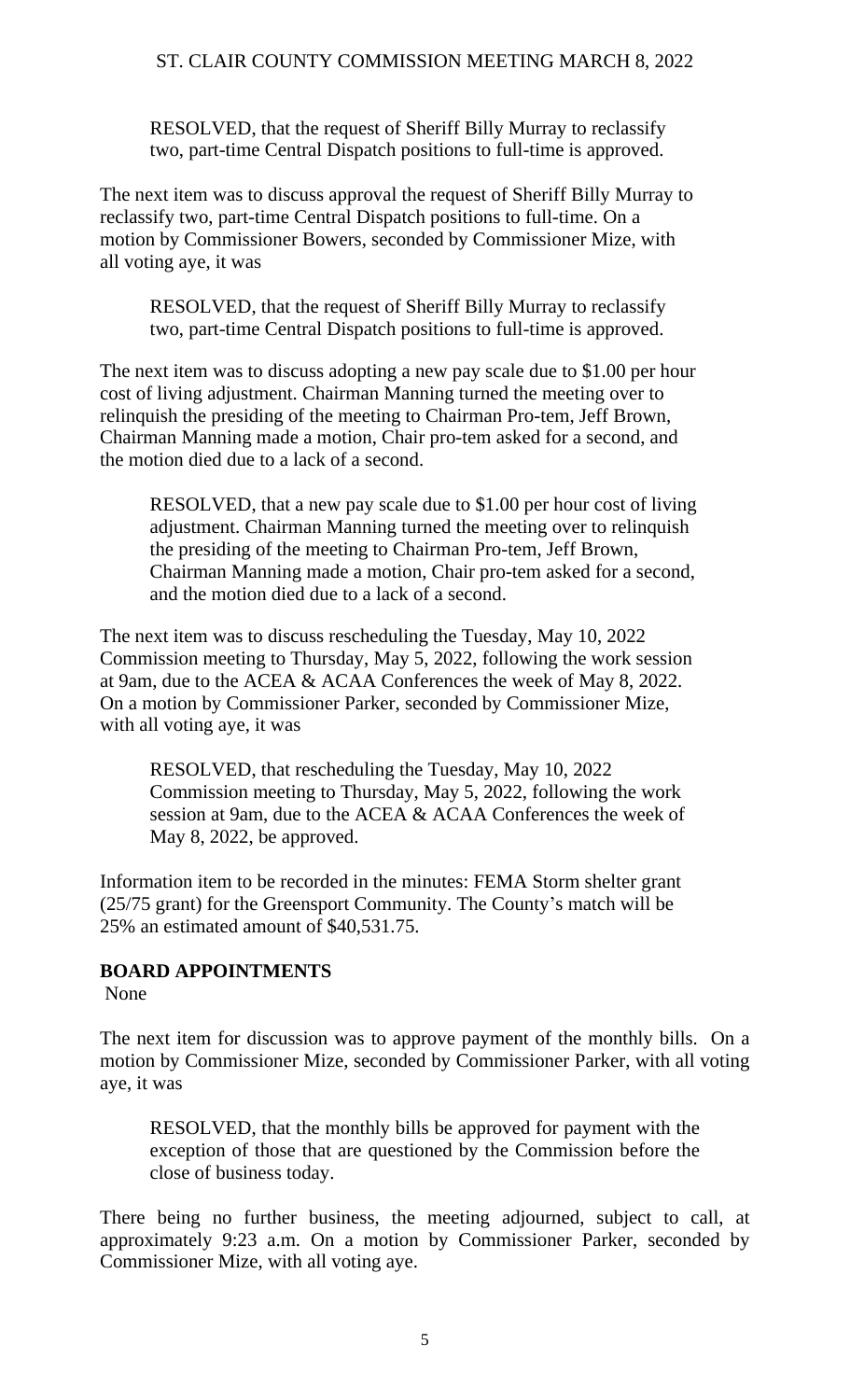RESOLVED, that the request of Sheriff Billy Murray to reclassify two, part-time Central Dispatch positions to full-time is approved.

The next item was to discuss approval the request of Sheriff Billy Murray to reclassify two, part-time Central Dispatch positions to full-time. On a motion by Commissioner Bowers, seconded by Commissioner Mize, with all voting aye, it was

RESOLVED, that the request of Sheriff Billy Murray to reclassify two, part-time Central Dispatch positions to full-time is approved.

The next item was to discuss adopting a new pay scale due to $1.00 per hour cost of living adjustment. Chairman Manning turned the meeting over to relinquish the presiding of the meeting to Chairman Pro-tem, Jeff Brown, Chairman Manning made a motion, Chair pro-tem asked for a second, and the motion died due to a lack of a second.

RESOLVED, that a new pay scale due to $1.00 per hour cost of living adjustment. Chairman Manning turned the meeting over to relinquish the presiding of the meeting to Chairman Pro-tem, Jeff Brown, Chairman Manning made a motion, Chair pro-tem asked for a second, and the motion died due to a lack of a second.

The next item was to discuss rescheduling the Tuesday, May 10, 2022 Commission meeting to Thursday, May 5, 2022, following the work session at 9am, due to the ACEA & ACAA Conferences the week of May 8, 2022. On a motion by Commissioner Parker, seconded by Commissioner Mize, with all voting aye, it was

RESOLVED, that rescheduling the Tuesday, May 10, 2022 Commission meeting to Thursday, May 5, 2022, following the work session at 9am, due to the ACEA & ACAA Conferences the week of May 8, 2022, be approved.

Information item to be recorded in the minutes: FEMA Storm shelter grant (25/75 grant) for the Greensport Community. The County's match will be 25% an estimated amount of $40,531.75.

**BOARD APPOINTMENTS**

None

The next item for discussion was to approve payment of the monthly bills. On a motion by Commissioner Mize, seconded by Commissioner Parker, with all voting aye, it was

RESOLVED, that the monthly bills be approved for payment with the exception of those that are questioned by the Commission before the close of business today.

There being no further business, the meeting adjourned, subject to call, at approximately 9:23 a.m. On a motion by Commissioner Parker, seconded by Commissioner Mize, with all voting aye.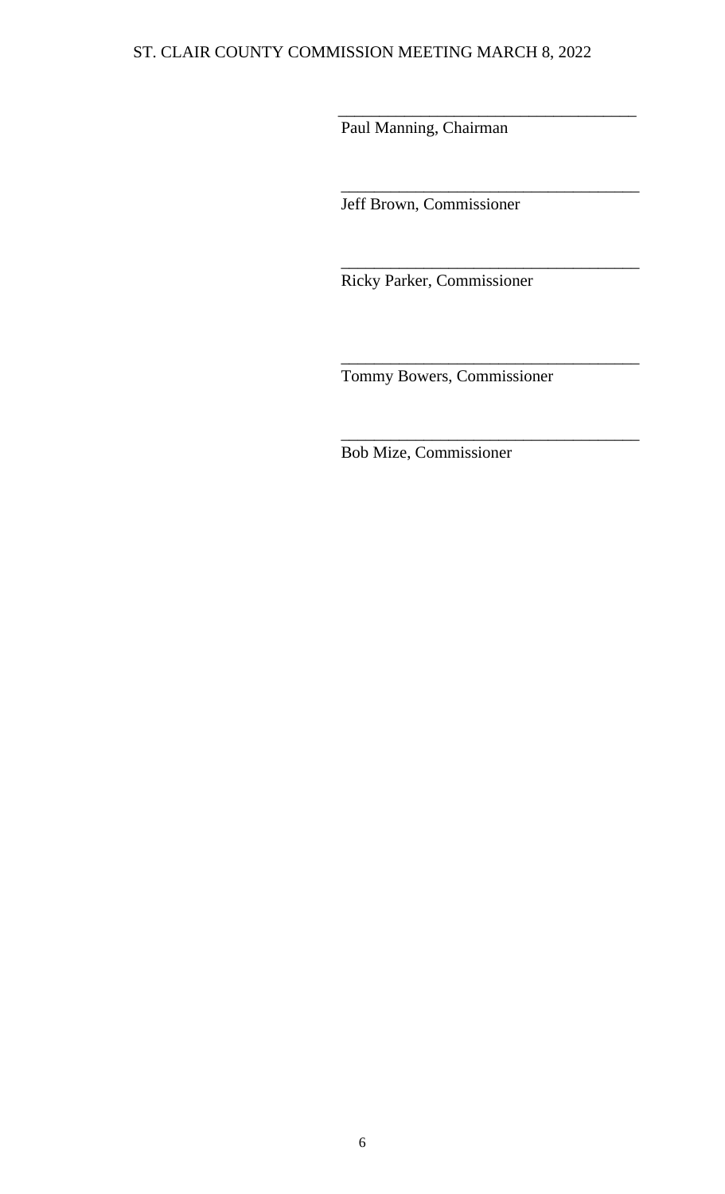\_\_\_\_\_\_\_\_\_\_\_\_\_\_\_\_\_\_\_\_\_\_\_\_\_\_\_\_\_\_\_\_\_\_\_\_
Paul Manning, Chairman

\_\_\_\_\_\_\_\_\_\_\_\_\_\_\_\_\_\_\_\_\_\_\_\_\_\_\_\_\_\_\_\_\_\_\_\_
Jeff Brown, Commissioner

\_\_\_\_\_\_\_\_\_\_\_\_\_\_\_\_\_\_\_\_\_\_\_\_\_\_\_\_\_\_\_\_\_\_\_\_
Ricky Parker, Commissioner

\_\_\_\_\_\_\_\_\_\_\_\_\_\_\_\_\_\_\_\_\_\_\_\_\_\_\_\_\_\_\_\_\_\_\_\_
Tommy Bowers, Commissioner

\_\_\_\_\_\_\_\_\_\_\_\_\_\_\_\_\_\_\_\_\_\_\_\_\_\_\_\_\_\_\_\_\_\_\_\_
Bob Mize, Commissioner